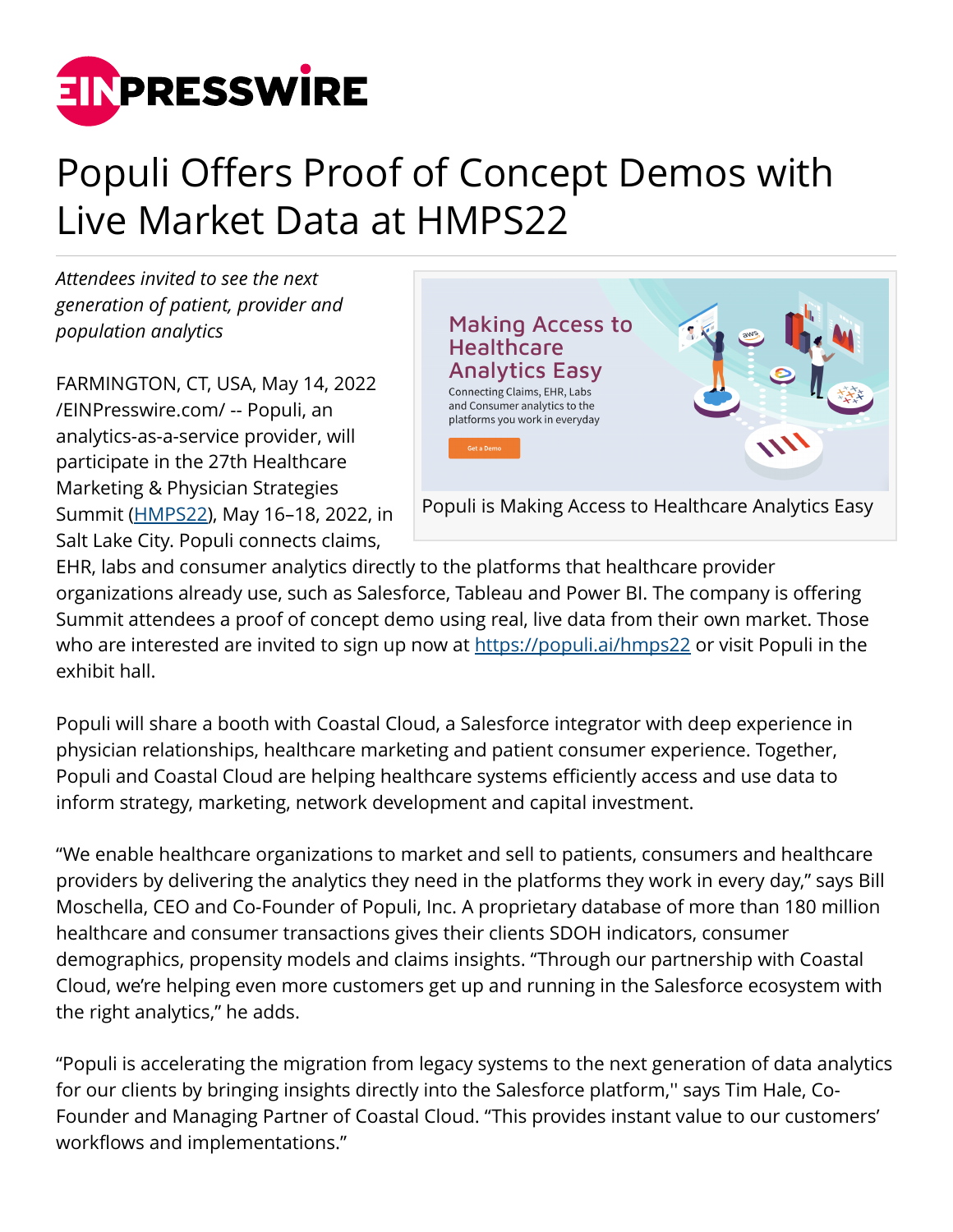# Populi Offers Proof of Concept Demos with Live Market Data at HMPS22

*Attendees invited to see the next generation of patient, provider and population analytics*

Populi is Making Access to Healthcare Analytics Easy

FARMINGTON, CT, USA, May 14, 2022 /EINPresswire.com/ -- Populi, an analytics-as-a-service provider, will participate in the 27th Healthcare Marketing & Physician Strategies Summit (HMPS22), May 16–18, 2022, in Salt Lake City. Populi connects claims, EHR, labs and consumer analytics directly to the platforms that healthcare provider organizations already use, such as Salesforce, Tableau and Power BI. The company is offering Summit attendees a proof of concept demo using real, live data from their own market. Those who are interested are invited to sign up now at https://populi.ai/hmps22 or visit Populi in the exhibit hall.

Populi will share a booth with Coastal Cloud, a Salesforce integrator with deep experience in physician relationships, healthcare marketing and patient consumer experience. Together, Populi and Coastal Cloud are helping healthcare systems efficiently access and use data to inform strategy, marketing, network development and capital investment.

“We enable healthcare organizations to market and sell to patients, consumers and healthcare providers by delivering the analytics they need in the platforms they work in every day,” says Bill Moschella, CEO and Co-Founder of Populi, Inc. A proprietary database of more than 180 million healthcare and consumer transactions gives their clients SDOH indicators, consumer demographics, propensity models and claims insights. “Through our partnership with Coastal Cloud, we’re helping even more customers get up and running in the Salesforce ecosystem with the right analytics,” he adds.

“Populi is accelerating the migration from legacy systems to the next generation of data analytics for our clients by bringing insights directly into the Salesforce platform,'' says Tim Hale, Co-Founder and Managing Partner of Coastal Cloud. “This provides instant value to our customers’ workflows and implementations.”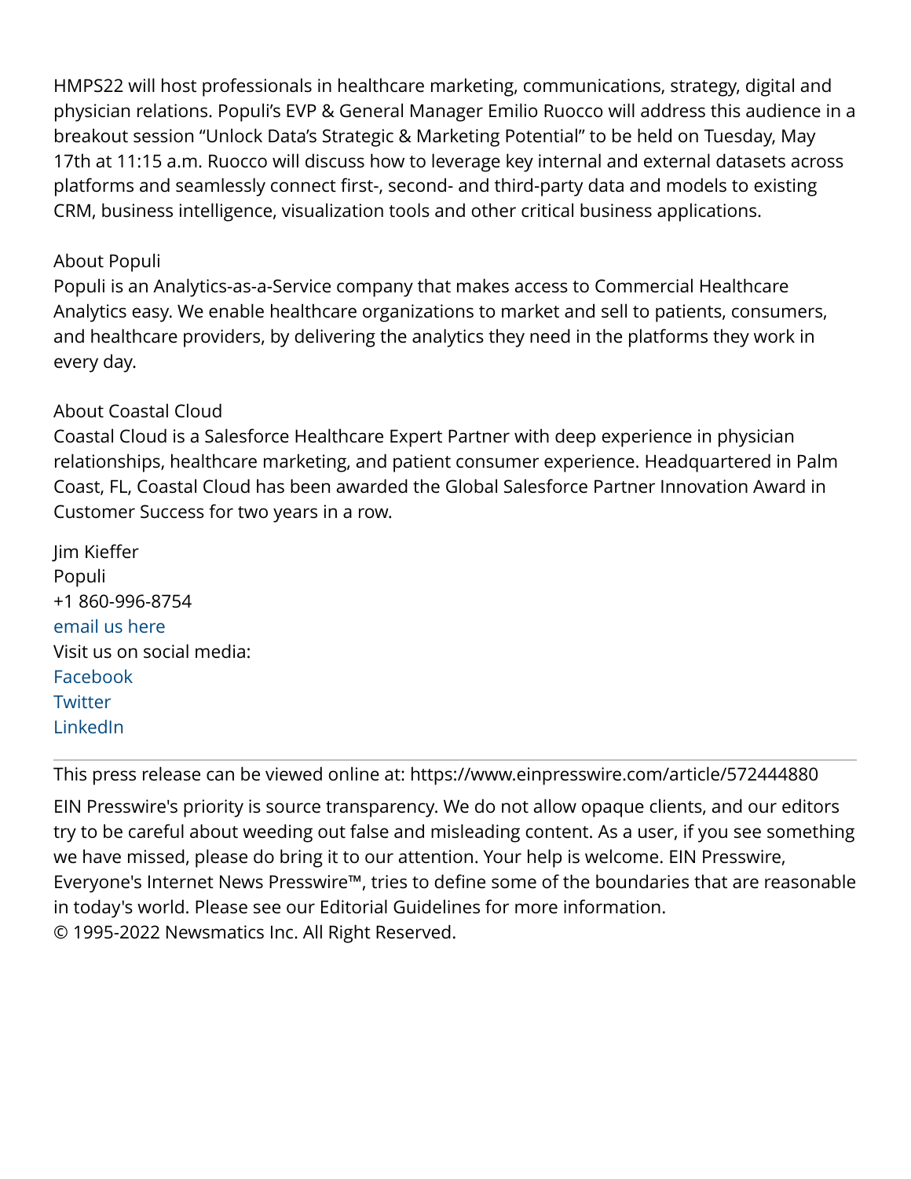HMPS22 will host professionals in healthcare marketing, communications, strategy, digital and physician relations. Populi's EVP & General Manager Emilio Ruocco will address this audience in a breakout session "Unlock Data's Strategic & Marketing Potential" to be held on Tuesday, May 17th at 11:15 a.m. Ruocco will discuss how to leverage key internal and external datasets across platforms and seamlessly connect first-, second- and third-party data and models to existing CRM, business intelligence, visualization tools and other critical business applications.

About Populi
Populi is an Analytics-as-a-Service company that makes access to Commercial Healthcare Analytics easy. We enable healthcare organizations to market and sell to patients, consumers, and healthcare providers, by delivering the analytics they need in the platforms they work in every day.

About Coastal Cloud
Coastal Cloud is a Salesforce Healthcare Expert Partner with deep experience in physician relationships, healthcare marketing, and patient consumer experience. Headquartered in Palm Coast, FL, Coastal Cloud has been awarded the Global Salesforce Partner Innovation Award in Customer Success for two years in a row.

Jim Kieffer
Populi
+1 860-996-8754
email us here
Visit us on social media:
Facebook
Twitter
LinkedIn

---

This press release can be viewed online at: https://www.einpresswire.com/article/572444880

EIN Presswire's priority is source transparency. We do not allow opaque clients, and our editors try to be careful about weeding out false and misleading content. As a user, if you see something we have missed, please do bring it to our attention. Your help is welcome. EIN Presswire, Everyone's Internet News Presswire™, tries to define some of the boundaries that are reasonable in today's world. Please see our Editorial Guidelines for more information.
© 1995-2022 Newsmatics Inc. All Right Reserved.